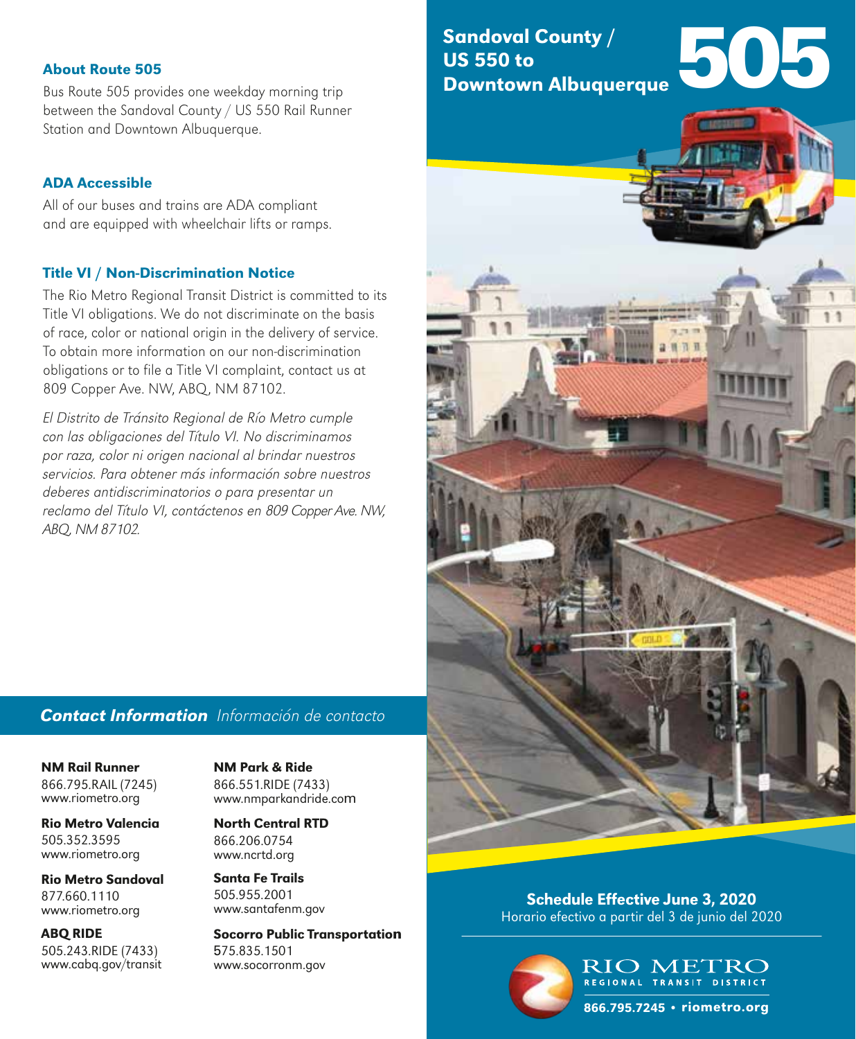# Sandoval County / US 550 to Downtown Albuquerque

# 505

## About Route 505

Bus Route 505 provides one weekday morning trip between the Sandoval County / US 550 Rail Runner Station and Downtown Albuquerque.

## ADA Accessible

All of our buses and trains are ADA compliant and are equipped with wheelchair lifts or ramps.

## Title VI / Non-Discrimination Notice

The Rio Metro Regional Transit District is committed to its Title VI obligations. We do not discriminate on the basis of race, color or national origin in the delivery of service. To obtain more information on our non-discrimination obligations or to file a Title VI complaint, contact us at 809 Copper Ave. NW, ABQ, NM 87102.

*El Distrito de Tránsito Regional de Río Metro cumple con las obligaciones del Título VI. No discriminamos por raza, color ni origen nacional al brindar nuestros servicios. Para obtener más información sobre nuestros deberes antidiscriminatorios o para presentar un reclamo del Título VI, contáctenos en 809 Copper Ave. NW, ABQ, NM 87102.*

## ***Contact Information*** *Información de contacto*

**NM Rail Runner**
866.795.RAIL (7245)
www.riometro.org

**Rio Metro Valencia**
505.352.3595
www.riometro.org

**Rio Metro Sandoval**
877.660.1110
www.riometro.org

**ABQ RIDE**
505.243.RIDE (7433)
www.cabq.gov/transit

**NM Park & Ride**
866.551.RIDE (7433)
www.nmparkandride.com

**North Central RTD**
866.206.0754
www.ncrtd.org

**Santa Fe Trails**
505.955.2001
www.santafenm.gov

**Socorro Public Transportation**
575.835.1501
www.socorronm.gov

**Schedule Effective June 3, 2020**
Horario efectivo a partir del 3 de junio del 2020

RIO METRO
REGIONAL TRANSIT DISTRICT

**866.795.7245 • riometro.org**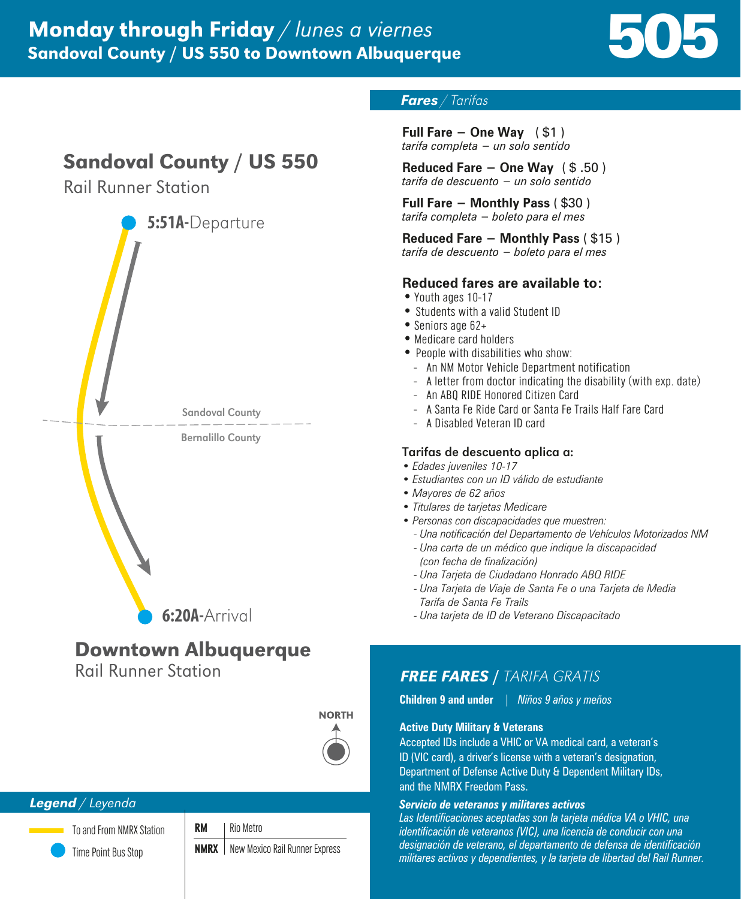# Monday through Friday / *lunes a viernes*
## Sandoval County / US 550 to Downtown Albuquerque

# 505

## Sandoval County / US 550
Rail Runner Station

**5:51A-**Departure

Sandoval County

Bernalillo County

**6:20A-**Arrival

## Downtown Albuquerque
Rail Runner Station

NORTH

### *Legend* / *Leyenda*

| | |
|---|---|
| To and From NMRX Station | |
| Time Point Bus Stop | |

| | |
|---|---|
| **RM** | Rio Metro |
| **NMRX** | New Mexico Rail Runner Express |

### *Fares* / *Tarifas*

**Full Fare – One Way** ( $1 )
*tarifa completa – un solo sentido*

**Reduced Fare – One Way** ( $ .50 )
*tarifa de descuento – un solo sentido*

**Full Fare – Monthly Pass** ( $30 )
*tarifa completa – boleto para el mes*

**Reduced Fare – Monthly Pass** ( $15 )
*tarifa de descuento – boleto para el mes*

### Reduced fares are available to:
- Youth ages 10-17
- Students with a valid Student ID
- Seniors age 62+
- Medicare card holders
- People with disabilities who show:
  - An NM Motor Vehicle Department notification
  - A letter from doctor indicating the disability (with exp. date)
  - An ABQ RIDE Honored Citizen Card
  - A Santa Fe Ride Card or Santa Fe Trails Half Fare Card
  - A Disabled Veteran ID card

### Tarifas de descuento aplica a:
- *Edades juveniles 10-17*
- *Estudiantes con un ID válido de estudiante*
- *Mayores de 62 años*
- *Titulares de tarjetas Medicare*
- *Personas con discapacidades que muestren:*
  - *Una notificación del Departamento de Vehículos Motorizados NM*
  - *Una carta de un médico que indique la discapacidad (con fecha de finalización)*
  - *Una Tarjeta de Ciudadano Honrado ABQ RIDE*
  - *Una Tarjeta de Viaje de Santa Fe o una Tarjeta de Media Tarifa de Santa Fe Trails*
  - *Una tarjeta de ID de Veterano Discapacitado*

### *FREE FARES* / *TARIFA GRATIS*

**Children 9 and under** | *Niños 9 años y meños*

**Active Duty Military & Veterans**
Accepted IDs include a VHIC or VA medical card, a veteran's ID (VIC card), a driver's license with a veteran's designation, Department of Defense Active Duty & Dependent Military IDs, and the NMRX Freedom Pass.

***Servicio de veteranos y militares activos***
*Las Identificaciones aceptadas son la tarjeta médica VA o VHIC, una identificación de veteranos (VIC), una licencia de conducir con una designación de veterano, el departamento de defensa de identificación militares activos y dependientes, y la tarjeta de libertad del Rail Runner.*